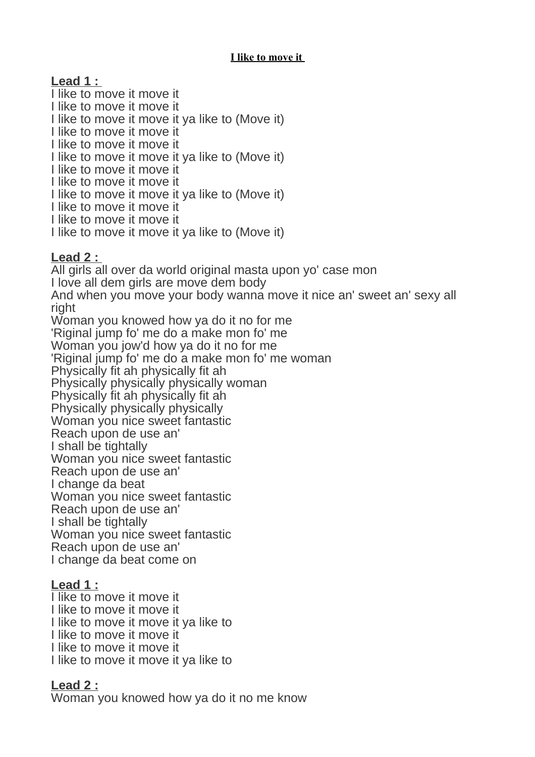# I like to move it

**Lead 1 :**

I like to move it move it
I like to move it move it
I like to move it move it ya like to (Move it)
I like to move it move it
I like to move it move it
I like to move it move it ya like to (Move it)
I like to move it move it
I like to move it move it
I like to move it move it ya like to (Move it)
I like to move it move it
I like to move it move it
I like to move it move it ya like to (Move it)

**Lead 2 :**

All girls all over da world original masta upon yo' case mon
I love all dem girls are move dem body
And when you move your body wanna move it nice an' sweet an' sexy all right
Woman you knowed how ya do it no for me
'Riginal jump fo' me do a make mon fo' me
Woman you jow'd how ya do it no for me
'Riginal jump fo' me do a make mon fo' me woman
Physically fit ah physically fit ah
Physically physically physically woman
Physically fit ah physically fit ah
Physically physically physically
Woman you nice sweet fantastic
Reach upon de use an'
I shall be tightally
Woman you nice sweet fantastic
Reach upon de use an'
I change da beat
Woman you nice sweet fantastic
Reach upon de use an'
I shall be tightally
Woman you nice sweet fantastic
Reach upon de use an'
I change da beat come on

**Lead 1 :**

I like to move it move it
I like to move it move it
I like to move it move it ya like to
I like to move it move it
I like to move it move it
I like to move it move it ya like to

**Lead 2 :**

Woman you knowed how ya do it no me know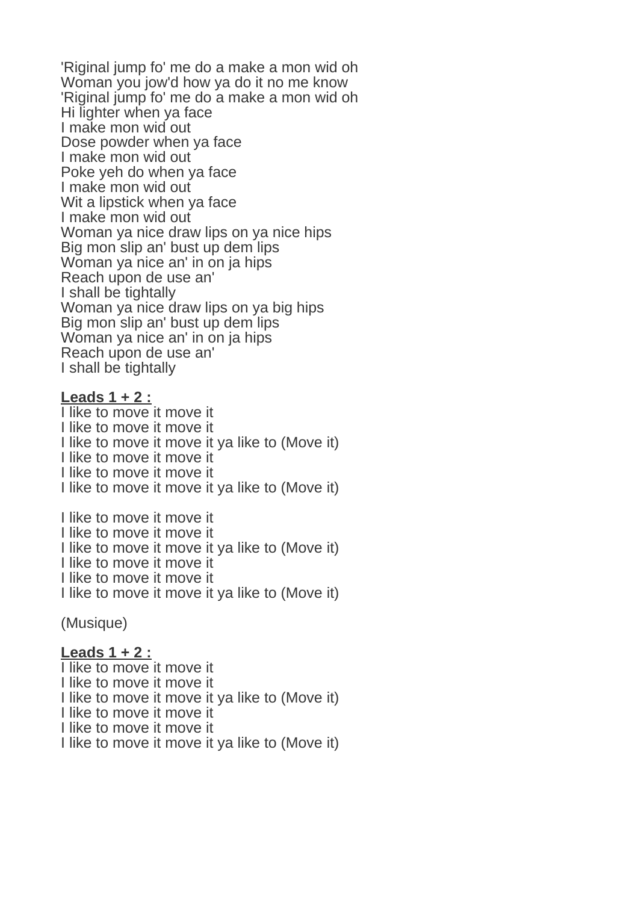'Riginal jump fo' me do a make a mon wid oh
Woman you jow'd how ya do it no me know
'Riginal jump fo' me do a make a mon wid oh
Hi lighter when ya face
I make mon wid out
Dose powder when ya face
I make mon wid out
Poke yeh do when ya face
I make mon wid out
Wit a lipstick when ya face
I make mon wid out
Woman ya nice draw lips on ya nice hips
Big mon slip an' bust up dem lips
Woman ya nice an' in on ja hips
Reach upon de use an'
I shall be tightally
Woman ya nice draw lips on ya big hips
Big mon slip an' bust up dem lips
Woman ya nice an' in on ja hips
Reach upon de use an'
I shall be tightally

**Leads 1 + 2 :**
I like to move it move it
I like to move it move it
I like to move it move it ya like to (Move it)
I like to move it move it
I like to move it move it
I like to move it move it ya like to (Move it)

I like to move it move it
I like to move it move it
I like to move it move it ya like to (Move it)
I like to move it move it
I like to move it move it
I like to move it move it ya like to (Move it)

(Musique)

**Leads 1 + 2 :**
I like to move it move it
I like to move it move it
I like to move it move it ya like to (Move it)
I like to move it move it
I like to move it move it
I like to move it move it ya like to (Move it)